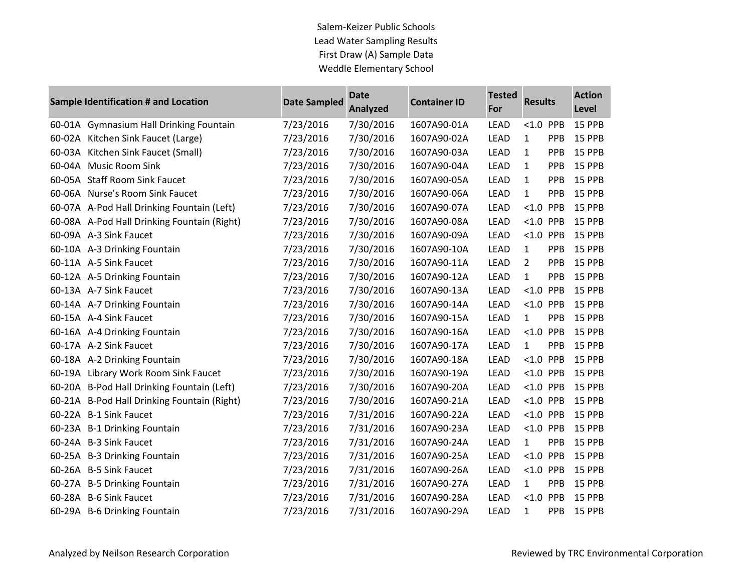Salem-Keizer Public Schools
Lead Water Sampling Results
First Draw (A) Sample Data
Weddle Elementary School

| Sample Identification # and Location | Date Sampled | Date Analyzed | Container ID | Tested For | Results | Action Level |
|---|---|---|---|---|---|---|
| 60-01A Gymnasium Hall Drinking Fountain | 7/23/2016 | 7/30/2016 | 1607A90-01A | LEAD | <1.0 PPB | 15 PPB |
| 60-02A Kitchen Sink Faucet (Large) | 7/23/2016 | 7/30/2016 | 1607A90-02A | LEAD | 1 PPB | 15 PPB |
| 60-03A Kitchen Sink Faucet (Small) | 7/23/2016 | 7/30/2016 | 1607A90-03A | LEAD | 1 PPB | 15 PPB |
| 60-04A Music Room Sink | 7/23/2016 | 7/30/2016 | 1607A90-04A | LEAD | 1 PPB | 15 PPB |
| 60-05A Staff Room Sink Faucet | 7/23/2016 | 7/30/2016 | 1607A90-05A | LEAD | 1 PPB | 15 PPB |
| 60-06A Nurse's Room Sink Faucet | 7/23/2016 | 7/30/2016 | 1607A90-06A | LEAD | 1 PPB | 15 PPB |
| 60-07A A-Pod Hall Drinking Fountain (Left) | 7/23/2016 | 7/30/2016 | 1607A90-07A | LEAD | <1.0 PPB | 15 PPB |
| 60-08A A-Pod Hall Drinking Fountain (Right) | 7/23/2016 | 7/30/2016 | 1607A90-08A | LEAD | <1.0 PPB | 15 PPB |
| 60-09A A-3 Sink Faucet | 7/23/2016 | 7/30/2016 | 1607A90-09A | LEAD | <1.0 PPB | 15 PPB |
| 60-10A A-3 Drinking Fountain | 7/23/2016 | 7/30/2016 | 1607A90-10A | LEAD | 1 PPB | 15 PPB |
| 60-11A A-5 Sink Faucet | 7/23/2016 | 7/30/2016 | 1607A90-11A | LEAD | 2 PPB | 15 PPB |
| 60-12A A-5 Drinking Fountain | 7/23/2016 | 7/30/2016 | 1607A90-12A | LEAD | 1 PPB | 15 PPB |
| 60-13A A-7 Sink Faucet | 7/23/2016 | 7/30/2016 | 1607A90-13A | LEAD | <1.0 PPB | 15 PPB |
| 60-14A A-7 Drinking Fountain | 7/23/2016 | 7/30/2016 | 1607A90-14A | LEAD | <1.0 PPB | 15 PPB |
| 60-15A A-4 Sink Faucet | 7/23/2016 | 7/30/2016 | 1607A90-15A | LEAD | 1 PPB | 15 PPB |
| 60-16A A-4 Drinking Fountain | 7/23/2016 | 7/30/2016 | 1607A90-16A | LEAD | <1.0 PPB | 15 PPB |
| 60-17A A-2 Sink Faucet | 7/23/2016 | 7/30/2016 | 1607A90-17A | LEAD | 1 PPB | 15 PPB |
| 60-18A A-2 Drinking Fountain | 7/23/2016 | 7/30/2016 | 1607A90-18A | LEAD | <1.0 PPB | 15 PPB |
| 60-19A Library Work Room Sink Faucet | 7/23/2016 | 7/30/2016 | 1607A90-19A | LEAD | <1.0 PPB | 15 PPB |
| 60-20A B-Pod Hall Drinking Fountain (Left) | 7/23/2016 | 7/30/2016 | 1607A90-20A | LEAD | <1.0 PPB | 15 PPB |
| 60-21A B-Pod Hall Drinking Fountain (Right) | 7/23/2016 | 7/30/2016 | 1607A90-21A | LEAD | <1.0 PPB | 15 PPB |
| 60-22A B-1 Sink Faucet | 7/23/2016 | 7/31/2016 | 1607A90-22A | LEAD | <1.0 PPB | 15 PPB |
| 60-23A B-1 Drinking Fountain | 7/23/2016 | 7/31/2016 | 1607A90-23A | LEAD | <1.0 PPB | 15 PPB |
| 60-24A B-3 Sink Faucet | 7/23/2016 | 7/31/2016 | 1607A90-24A | LEAD | 1 PPB | 15 PPB |
| 60-25A B-3 Drinking Fountain | 7/23/2016 | 7/31/2016 | 1607A90-25A | LEAD | <1.0 PPB | 15 PPB |
| 60-26A B-5 Sink Faucet | 7/23/2016 | 7/31/2016 | 1607A90-26A | LEAD | <1.0 PPB | 15 PPB |
| 60-27A B-5 Drinking Fountain | 7/23/2016 | 7/31/2016 | 1607A90-27A | LEAD | 1 PPB | 15 PPB |
| 60-28A B-6 Sink Faucet | 7/23/2016 | 7/31/2016 | 1607A90-28A | LEAD | <1.0 PPB | 15 PPB |
| 60-29A B-6 Drinking Fountain | 7/23/2016 | 7/31/2016 | 1607A90-29A | LEAD | 1 PPB | 15 PPB |

Analyzed by Neilson Research Corporation

Reviewed by TRC Environmental Corporation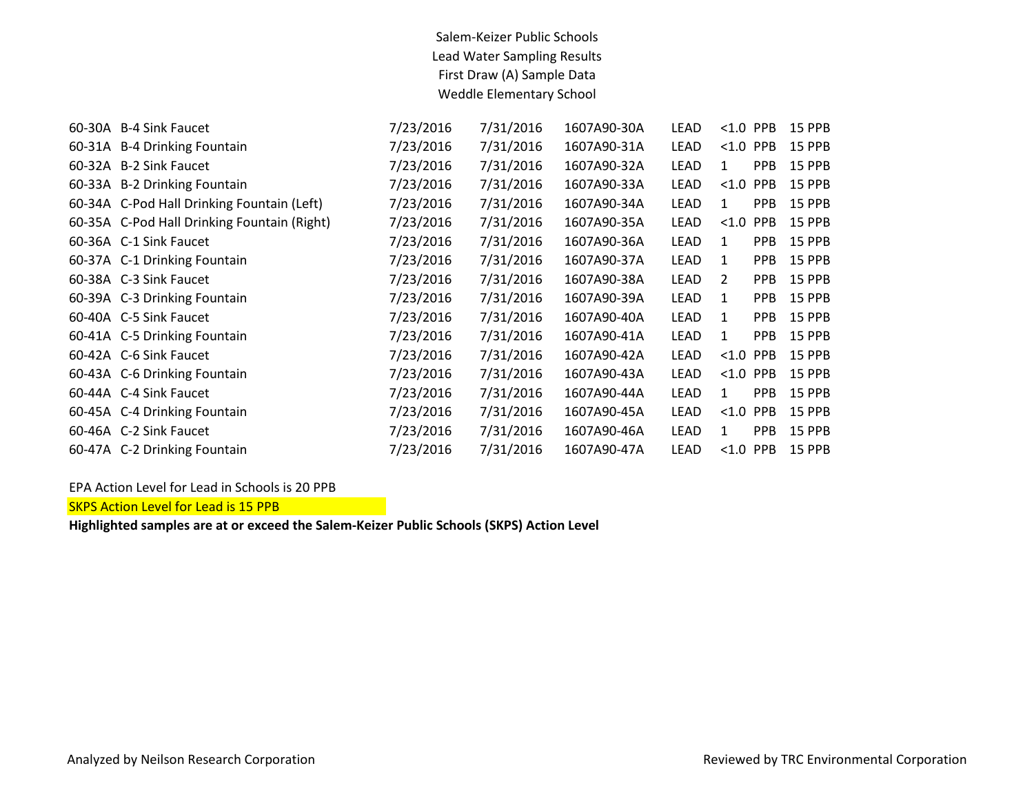Salem-Keizer Public Schools
Lead Water Sampling Results
First Draw (A) Sample Data
Weddle Elementary School

| | | | | | | | | |
|---|---|---|---|---|---|---|---|---|
| 60-30A | B-4 Sink Faucet | 7/23/2016 | 7/31/2016 | 1607A90-30A | LEAD | <1.0 | PPB | 15 PPB |
| 60-31A | B-4 Drinking Fountain | 7/23/2016 | 7/31/2016 | 1607A90-31A | LEAD | <1.0 | PPB | 15 PPB |
| 60-32A | B-2 Sink Faucet | 7/23/2016 | 7/31/2016 | 1607A90-32A | LEAD | 1 | PPB | 15 PPB |
| 60-33A | B-2 Drinking Fountain | 7/23/2016 | 7/31/2016 | 1607A90-33A | LEAD | <1.0 | PPB | 15 PPB |
| 60-34A | C-Pod Hall Drinking Fountain (Left) | 7/23/2016 | 7/31/2016 | 1607A90-34A | LEAD | 1 | PPB | 15 PPB |
| 60-35A | C-Pod Hall Drinking Fountain (Right) | 7/23/2016 | 7/31/2016 | 1607A90-35A | LEAD | <1.0 | PPB | 15 PPB |
| 60-36A | C-1 Sink Faucet | 7/23/2016 | 7/31/2016 | 1607A90-36A | LEAD | 1 | PPB | 15 PPB |
| 60-37A | C-1 Drinking Fountain | 7/23/2016 | 7/31/2016 | 1607A90-37A | LEAD | 1 | PPB | 15 PPB |
| 60-38A | C-3 Sink Faucet | 7/23/2016 | 7/31/2016 | 1607A90-38A | LEAD | 2 | PPB | 15 PPB |
| 60-39A | C-3 Drinking Fountain | 7/23/2016 | 7/31/2016 | 1607A90-39A | LEAD | 1 | PPB | 15 PPB |
| 60-40A | C-5 Sink Faucet | 7/23/2016 | 7/31/2016 | 1607A90-40A | LEAD | 1 | PPB | 15 PPB |
| 60-41A | C-5 Drinking Fountain | 7/23/2016 | 7/31/2016 | 1607A90-41A | LEAD | 1 | PPB | 15 PPB |
| 60-42A | C-6 Sink Faucet | 7/23/2016 | 7/31/2016 | 1607A90-42A | LEAD | <1.0 | PPB | 15 PPB |
| 60-43A | C-6 Drinking Fountain | 7/23/2016 | 7/31/2016 | 1607A90-43A | LEAD | <1.0 | PPB | 15 PPB |
| 60-44A | C-4 Sink Faucet | 7/23/2016 | 7/31/2016 | 1607A90-44A | LEAD | 1 | PPB | 15 PPB |
| 60-45A | C-4 Drinking Fountain | 7/23/2016 | 7/31/2016 | 1607A90-45A | LEAD | <1.0 | PPB | 15 PPB |
| 60-46A | C-2 Sink Faucet | 7/23/2016 | 7/31/2016 | 1607A90-46A | LEAD | 1 | PPB | 15 PPB |
| 60-47A | C-2 Drinking Fountain | 7/23/2016 | 7/31/2016 | 1607A90-47A | LEAD | <1.0 | PPB | 15 PPB |

EPA Action Level for Lead in Schools is 20 PPB

SKPS Action Level for Lead is 15 PPB

**Highlighted samples are at or exceed the Salem-Keizer Public Schools (SKPS) Action Level**

Analyzed by Neilson Research Corporation

Reviewed by TRC Environmental Corporation